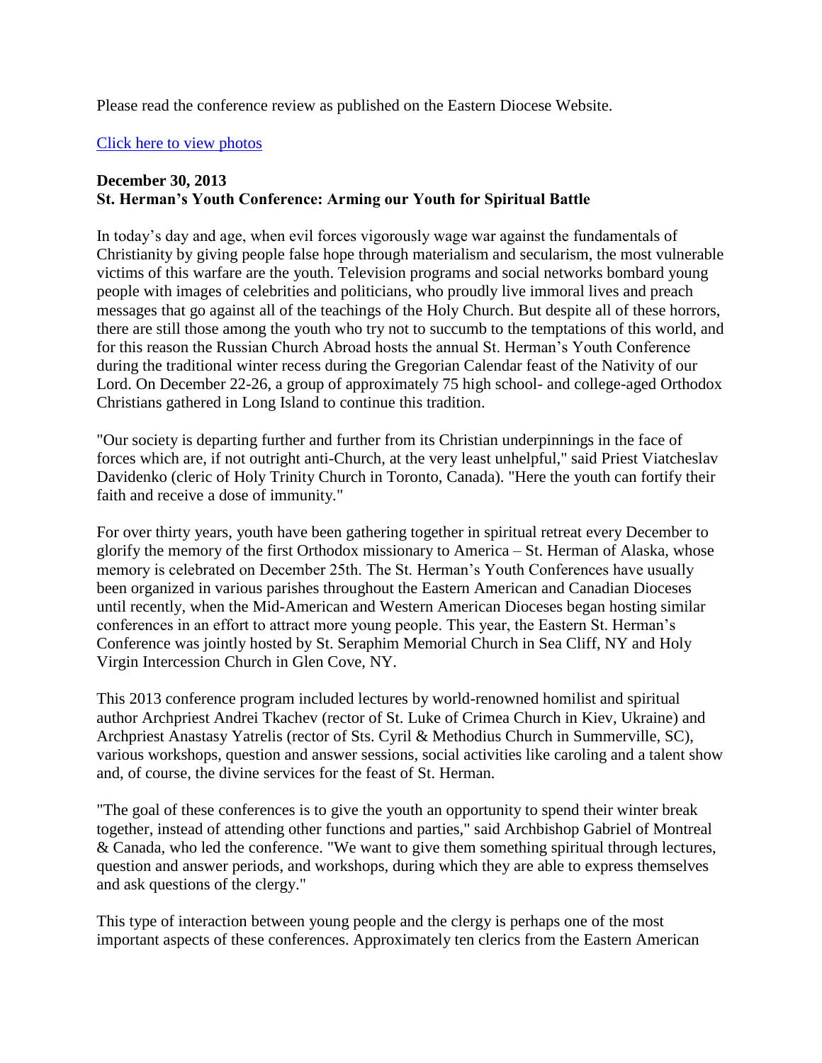Please read the conference review as published on the Eastern Diocese Website.

[Click here to view photos]

**December 30, 2013**
**St. Herman's Youth Conference: Arming our Youth for Spiritual Battle**

In today's day and age, when evil forces vigorously wage war against the fundamentals of Christianity by giving people false hope through materialism and secularism, the most vulnerable victims of this warfare are the youth. Television programs and social networks bombard young people with images of celebrities and politicians, who proudly live immoral lives and preach messages that go against all of the teachings of the Holy Church. But despite all of these horrors, there are still those among the youth who try not to succumb to the temptations of this world, and for this reason the Russian Church Abroad hosts the annual St. Herman's Youth Conference during the traditional winter recess during the Gregorian Calendar feast of the Nativity of our Lord. On December 22-26, a group of approximately 75 high school- and college-aged Orthodox Christians gathered in Long Island to continue this tradition.

"Our society is departing further and further from its Christian underpinnings in the face of forces which are, if not outright anti-Church, at the very least unhelpful," said Priest Viatcheslav Davidenko (cleric of Holy Trinity Church in Toronto, Canada). "Here the youth can fortify their faith and receive a dose of immunity."

For over thirty years, youth have been gathering together in spiritual retreat every December to glorify the memory of the first Orthodox missionary to America – St. Herman of Alaska, whose memory is celebrated on December 25th. The St. Herman's Youth Conferences have usually been organized in various parishes throughout the Eastern American and Canadian Dioceses until recently, when the Mid-American and Western American Dioceses began hosting similar conferences in an effort to attract more young people. This year, the Eastern St. Herman's Conference was jointly hosted by St. Seraphim Memorial Church in Sea Cliff, NY and Holy Virgin Intercession Church in Glen Cove, NY.

This 2013 conference program included lectures by world-renowned homilist and spiritual author Archpriest Andrei Tkachev (rector of St. Luke of Crimea Church in Kiev, Ukraine) and Archpriest Anastasy Yatrelis (rector of Sts. Cyril & Methodius Church in Summerville, SC), various workshops, question and answer sessions, social activities like caroling and a talent show and, of course, the divine services for the feast of St. Herman.

"The goal of these conferences is to give the youth an opportunity to spend their winter break together, instead of attending other functions and parties," said Archbishop Gabriel of Montreal & Canada, who led the conference. "We want to give them something spiritual through lectures, question and answer periods, and workshops, during which they are able to express themselves and ask questions of the clergy."

This type of interaction between young people and the clergy is perhaps one of the most important aspects of these conferences. Approximately ten clerics from the Eastern American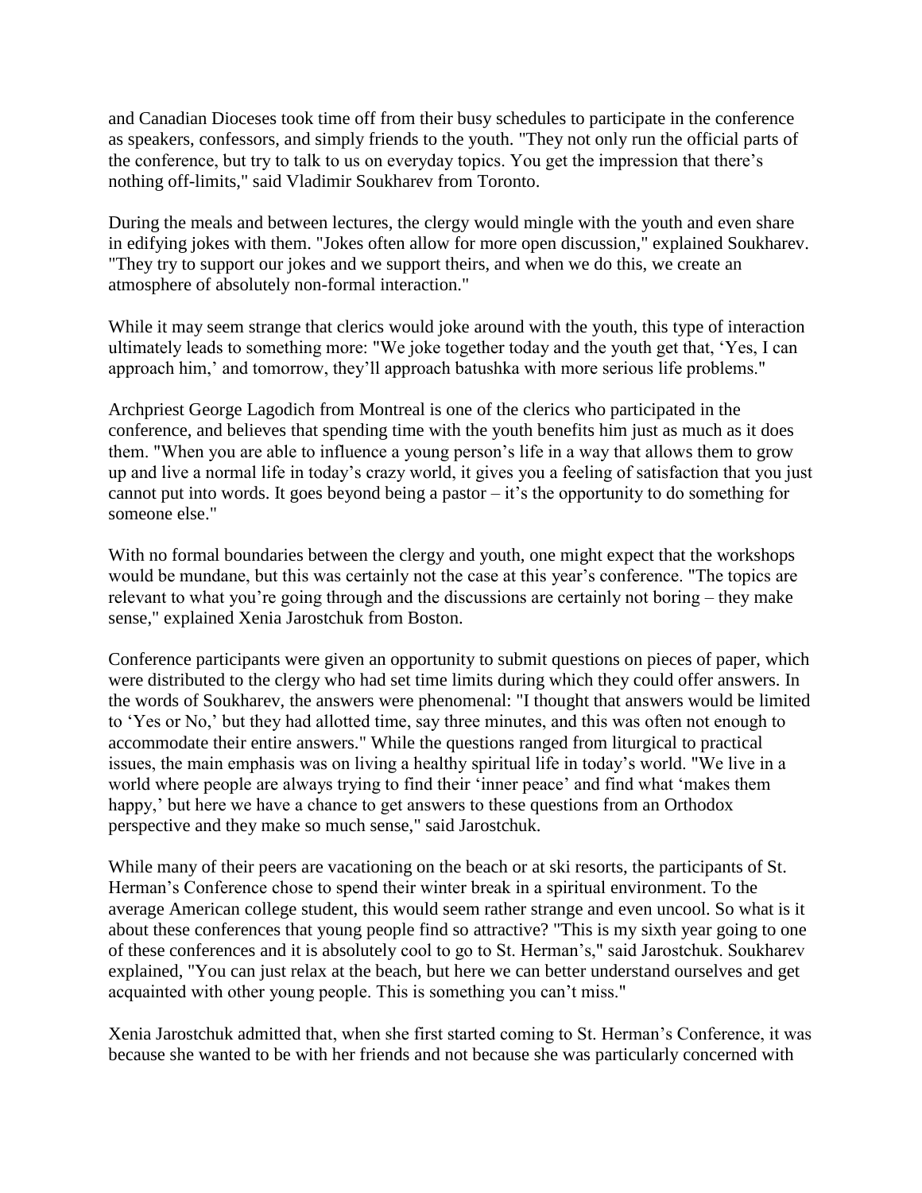and Canadian Dioceses took time off from their busy schedules to participate in the conference as speakers, confessors, and simply friends to the youth. "They not only run the official parts of the conference, but try to talk to us on everyday topics. You get the impression that there's nothing off-limits," said Vladimir Soukharev from Toronto.

During the meals and between lectures, the clergy would mingle with the youth and even share in edifying jokes with them. "Jokes often allow for more open discussion," explained Soukharev. "They try to support our jokes and we support theirs, and when we do this, we create an atmosphere of absolutely non-formal interaction."

While it may seem strange that clerics would joke around with the youth, this type of interaction ultimately leads to something more: "We joke together today and the youth get that, 'Yes, I can approach him,' and tomorrow, they'll approach batushka with more serious life problems."

Archpriest George Lagodich from Montreal is one of the clerics who participated in the conference, and believes that spending time with the youth benefits him just as much as it does them. "When you are able to influence a young person's life in a way that allows them to grow up and live a normal life in today's crazy world, it gives you a feeling of satisfaction that you just cannot put into words. It goes beyond being a pastor – it's the opportunity to do something for someone else."

With no formal boundaries between the clergy and youth, one might expect that the workshops would be mundane, but this was certainly not the case at this year's conference. "The topics are relevant to what you're going through and the discussions are certainly not boring – they make sense," explained Xenia Jarostchuk from Boston.

Conference participants were given an opportunity to submit questions on pieces of paper, which were distributed to the clergy who had set time limits during which they could offer answers. In the words of Soukharev, the answers were phenomenal: "I thought that answers would be limited to 'Yes or No,' but they had allotted time, say three minutes, and this was often not enough to accommodate their entire answers." While the questions ranged from liturgical to practical issues, the main emphasis was on living a healthy spiritual life in today's world. "We live in a world where people are always trying to find their 'inner peace' and find what 'makes them happy,' but here we have a chance to get answers to these questions from an Orthodox perspective and they make so much sense," said Jarostchuk.

While many of their peers are vacationing on the beach or at ski resorts, the participants of St. Herman's Conference chose to spend their winter break in a spiritual environment. To the average American college student, this would seem rather strange and even uncool. So what is it about these conferences that young people find so attractive? "This is my sixth year going to one of these conferences and it is absolutely cool to go to St. Herman's," said Jarostchuk. Soukharev explained, "You can just relax at the beach, but here we can better understand ourselves and get acquainted with other young people. This is something you can't miss."

Xenia Jarostchuk admitted that, when she first started coming to St. Herman's Conference, it was because she wanted to be with her friends and not because she was particularly concerned with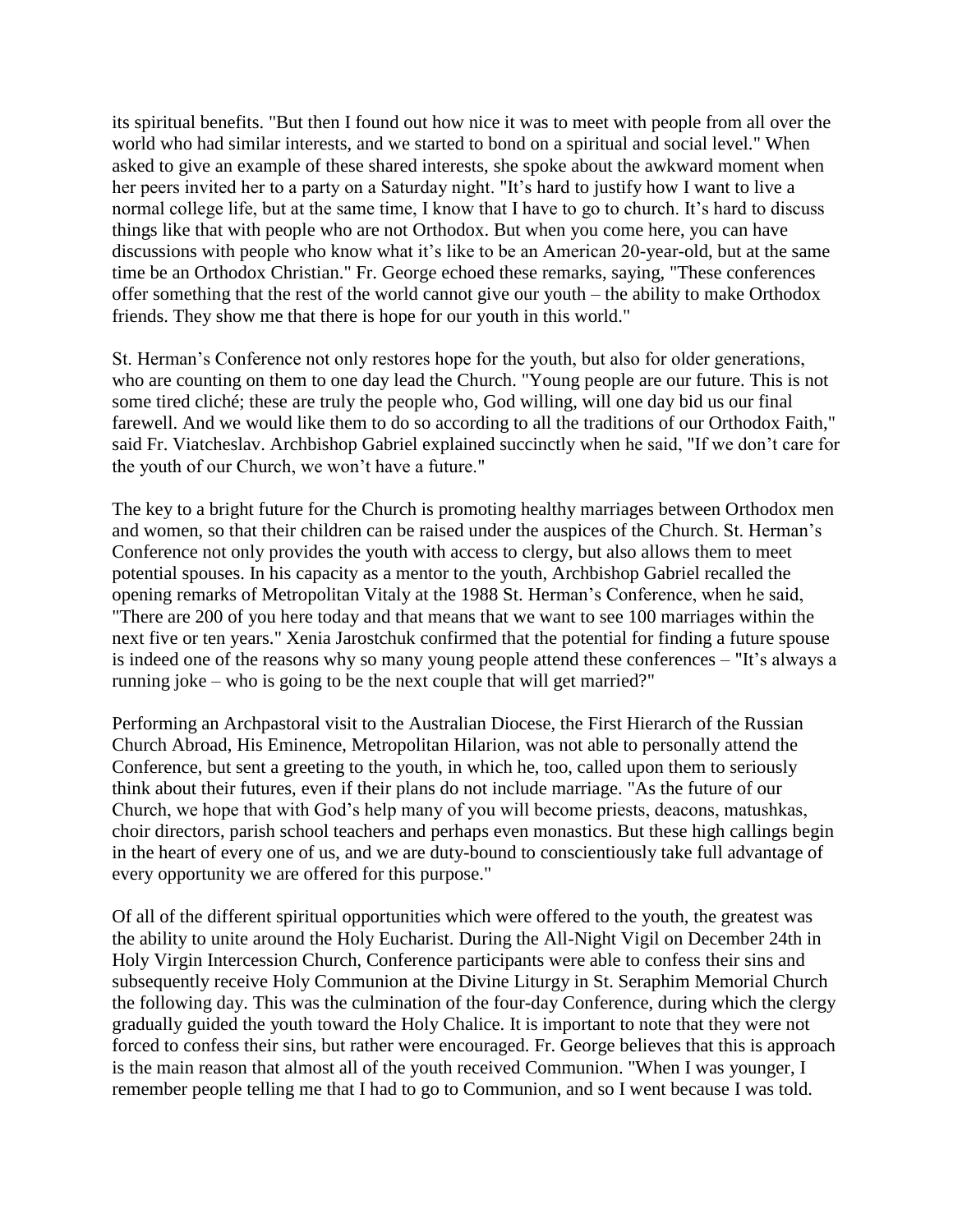its spiritual benefits. "But then I found out how nice it was to meet with people from all over the world who had similar interests, and we started to bond on a spiritual and social level." When asked to give an example of these shared interests, she spoke about the awkward moment when her peers invited her to a party on a Saturday night. "It's hard to justify how I want to live a normal college life, but at the same time, I know that I have to go to church. It's hard to discuss things like that with people who are not Orthodox. But when you come here, you can have discussions with people who know what it's like to be an American 20-year-old, but at the same time be an Orthodox Christian." Fr. George echoed these remarks, saying, "These conferences offer something that the rest of the world cannot give our youth – the ability to make Orthodox friends. They show me that there is hope for our youth in this world."

St. Herman's Conference not only restores hope for the youth, but also for older generations, who are counting on them to one day lead the Church. "Young people are our future. This is not some tired cliché; these are truly the people who, God willing, will one day bid us our final farewell. And we would like them to do so according to all the traditions of our Orthodox Faith," said Fr. Viatcheslav. Archbishop Gabriel explained succinctly when he said, "If we don't care for the youth of our Church, we won't have a future."

The key to a bright future for the Church is promoting healthy marriages between Orthodox men and women, so that their children can be raised under the auspices of the Church. St. Herman's Conference not only provides the youth with access to clergy, but also allows them to meet potential spouses. In his capacity as a mentor to the youth, Archbishop Gabriel recalled the opening remarks of Metropolitan Vitaly at the 1988 St. Herman's Conference, when he said, "There are 200 of you here today and that means that we want to see 100 marriages within the next five or ten years." Xenia Jarostchuk confirmed that the potential for finding a future spouse is indeed one of the reasons why so many young people attend these conferences – "It's always a running joke – who is going to be the next couple that will get married?"

Performing an Archpastoral visit to the Australian Diocese, the First Hierarch of the Russian Church Abroad, His Eminence, Metropolitan Hilarion, was not able to personally attend the Conference, but sent a greeting to the youth, in which he, too, called upon them to seriously think about their futures, even if their plans do not include marriage. "As the future of our Church, we hope that with God's help many of you will become priests, deacons, matushkas, choir directors, parish school teachers and perhaps even monastics. But these high callings begin in the heart of every one of us, and we are duty-bound to conscientiously take full advantage of every opportunity we are offered for this purpose."

Of all of the different spiritual opportunities which were offered to the youth, the greatest was the ability to unite around the Holy Eucharist. During the All-Night Vigil on December 24th in Holy Virgin Intercession Church, Conference participants were able to confess their sins and subsequently receive Holy Communion at the Divine Liturgy in St. Seraphim Memorial Church the following day. This was the culmination of the four-day Conference, during which the clergy gradually guided the youth toward the Holy Chalice. It is important to note that they were not forced to confess their sins, but rather were encouraged. Fr. George believes that this is approach is the main reason that almost all of the youth received Communion. "When I was younger, I remember people telling me that I had to go to Communion, and so I went because I was told.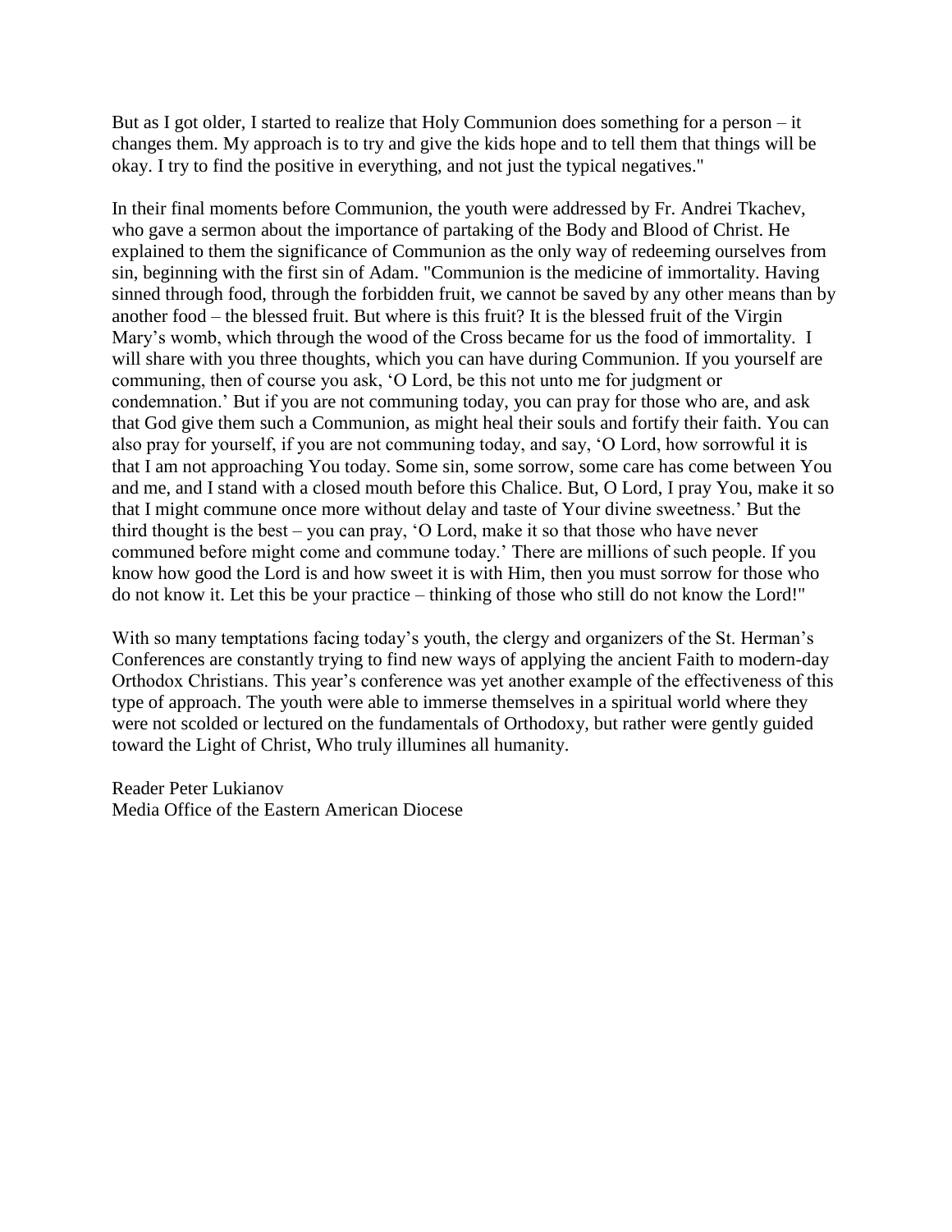But as I got older, I started to realize that Holy Communion does something for a person – it changes them. My approach is to try and give the kids hope and to tell them that things will be okay. I try to find the positive in everything, and not just the typical negatives."

In their final moments before Communion, the youth were addressed by Fr. Andrei Tkachev, who gave a sermon about the importance of partaking of the Body and Blood of Christ. He explained to them the significance of Communion as the only way of redeeming ourselves from sin, beginning with the first sin of Adam. "Communion is the medicine of immortality. Having sinned through food, through the forbidden fruit, we cannot be saved by any other means than by another food – the blessed fruit. But where is this fruit? It is the blessed fruit of the Virgin Mary's womb, which through the wood of the Cross became for us the food of immortality. I will share with you three thoughts, which you can have during Communion. If you yourself are communing, then of course you ask, 'O Lord, be this not unto me for judgment or condemnation.' But if you are not communing today, you can pray for those who are, and ask that God give them such a Communion, as might heal their souls and fortify their faith. You can also pray for yourself, if you are not communing today, and say, 'O Lord, how sorrowful it is that I am not approaching You today. Some sin, some sorrow, some care has come between You and me, and I stand with a closed mouth before this Chalice. But, O Lord, I pray You, make it so that I might commune once more without delay and taste of Your divine sweetness.' But the third thought is the best – you can pray, 'O Lord, make it so that those who have never communed before might come and commune today.' There are millions of such people. If you know how good the Lord is and how sweet it is with Him, then you must sorrow for those who do not know it. Let this be your practice – thinking of those who still do not know the Lord!"

With so many temptations facing today's youth, the clergy and organizers of the St. Herman's Conferences are constantly trying to find new ways of applying the ancient Faith to modern-day Orthodox Christians. This year's conference was yet another example of the effectiveness of this type of approach. The youth were able to immerse themselves in a spiritual world where they were not scolded or lectured on the fundamentals of Orthodoxy, but rather were gently guided toward the Light of Christ, Who truly illumines all humanity.

Reader Peter Lukianov
Media Office of the Eastern American Diocese